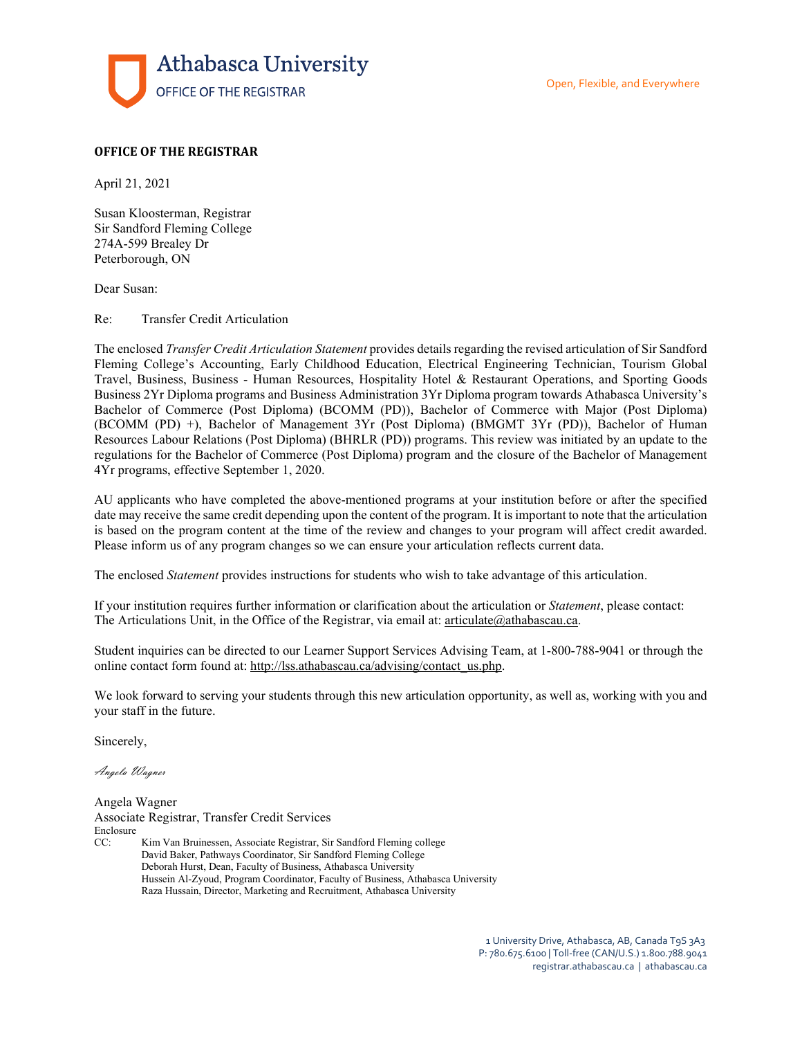Athabasca University

OFFICE OF THE REGISTRAR

Open, Flexible, and Everywhere

**OFFICE OF THE REGISTRAR**

April 21, 2021

Susan Kloosterman, Registrar
Sir Sandford Fleming College
274A-599 Brealey Dr
Peterborough, ON

Dear Susan:

Re: Transfer Credit Articulation

The enclosed *Transfer Credit Articulation Statement* provides details regarding the revised articulation of Sir Sandford Fleming College's Accounting, Early Childhood Education, Electrical Engineering Technician, Tourism Global Travel, Business, Business - Human Resources, Hospitality Hotel & Restaurant Operations, and Sporting Goods Business 2Yr Diploma programs and Business Administration 3Yr Diploma program towards Athabasca University's Bachelor of Commerce (Post Diploma) (BCOMM (PD)), Bachelor of Commerce with Major (Post Diploma) (BCOMM (PD) +), Bachelor of Management 3Yr (Post Diploma) (BMGMT 3Yr (PD)), Bachelor of Human Resources Labour Relations (Post Diploma) (BHRLR (PD)) programs. This review was initiated by an update to the regulations for the Bachelor of Commerce (Post Diploma) program and the closure of the Bachelor of Management 4Yr programs, effective September 1, 2020.

AU applicants who have completed the above-mentioned programs at your institution before or after the specified date may receive the same credit depending upon the content of the program. It is important to note that the articulation is based on the program content at the time of the review and changes to your program will affect credit awarded. Please inform us of any program changes so we can ensure your articulation reflects current data.

The enclosed *Statement* provides instructions for students who wish to take advantage of this articulation.

If your institution requires further information or clarification about the articulation or *Statement*, please contact: The Articulations Unit, in the Office of the Registrar, via email at: articulate@athabascau.ca.

Student inquiries can be directed to our Learner Support Services Advising Team, at 1-800-788-9041 or through the online contact form found at: http://lss.athabascau.ca/advising/contact_us.php.

We look forward to serving your students through this new articulation opportunity, as well as, working with you and your staff in the future.

Sincerely,

*Angela Wagner*

Angela Wagner
Associate Registrar, Transfer Credit Services
Enclosure
CC: Kim Van Bruinessen, Associate Registrar, Sir Sandford Fleming college
David Baker, Pathways Coordinator, Sir Sandford Fleming College
Deborah Hurst, Dean, Faculty of Business, Athabasca University
Hussein Al-Zyoud, Program Coordinator, Faculty of Business, Athabasca University
Raza Hussain, Director, Marketing and Recruitment, Athabasca University

1 University Drive, Athabasca, AB, Canada T9S 3A3
P: 780.675.6100 | Toll-free (CAN/U.S.) 1.800.788.9041
registrar.athabascau.ca | athabascau.ca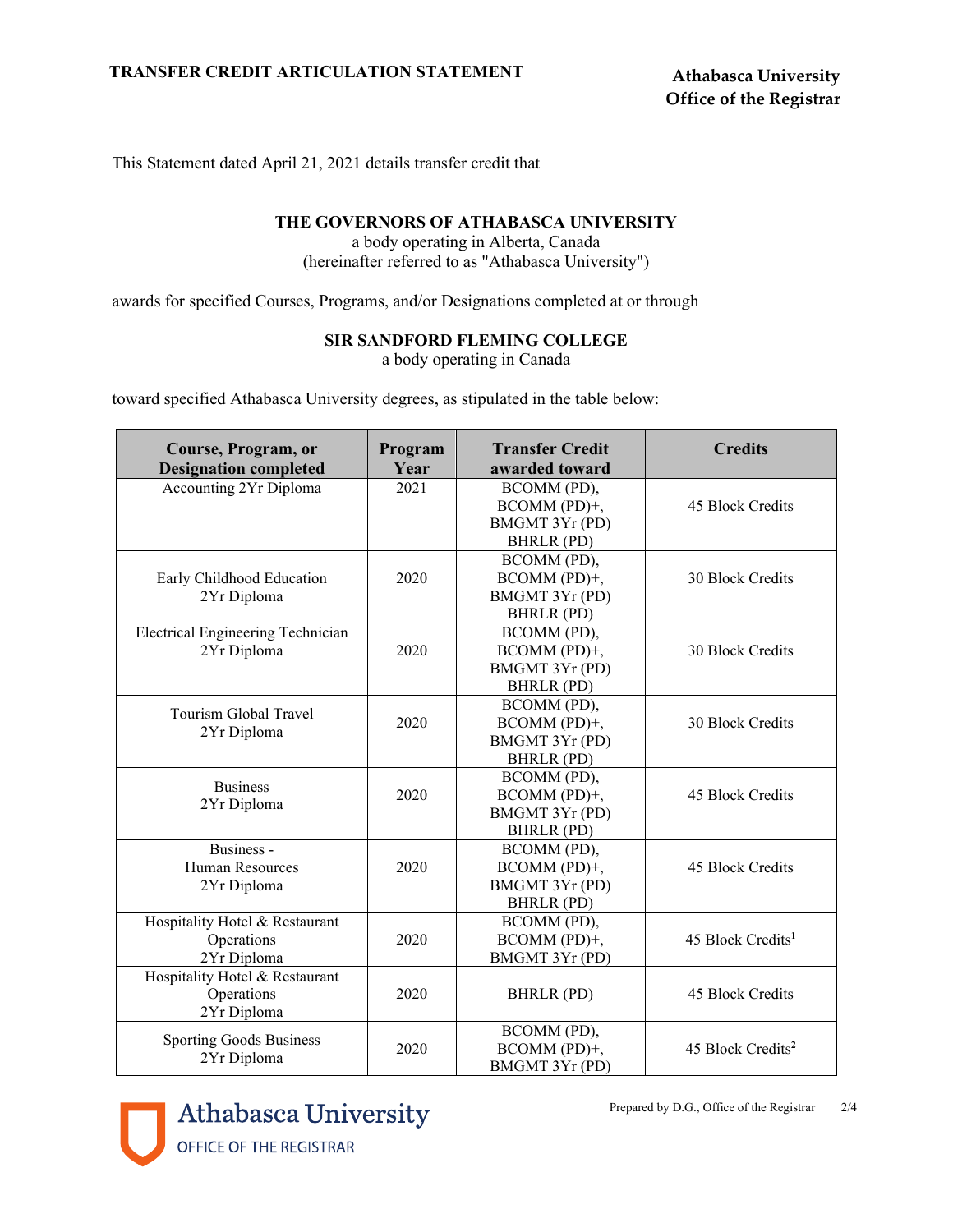**TRANSFER CREDIT ARTICULATION STATEMENT**

**Athabasca University**
**Office of the Registrar**

This Statement dated April 21, 2021 details transfer credit that

**THE GOVERNORS OF ATHABASCA UNIVERSITY**
a body operating in Alberta, Canada
(hereinafter referred to as "Athabasca University")

awards for specified Courses, Programs, and/or Designations completed at or through

**SIR SANDFORD FLEMING COLLEGE**
a body operating in Canada

toward specified Athabasca University degrees, as stipulated in the table below:

| Course, Program, or Designation completed | Program Year | Transfer Credit awarded toward | Credits |
|---|---|---|---|
| Accounting 2Yr Diploma | 2021 | BCOMM (PD), BCOMM (PD)+, BMGMT 3Yr (PD) BHRLR (PD) | 45 Block Credits |
| Early Childhood Education 2Yr Diploma | 2020 | BCOMM (PD), BCOMM (PD)+, BMGMT 3Yr (PD) BHRLR (PD) | 30 Block Credits |
| Electrical Engineering Technician 2Yr Diploma | 2020 | BCOMM (PD), BCOMM (PD)+, BMGMT 3Yr (PD) BHRLR (PD) | 30 Block Credits |
| Tourism Global Travel 2Yr Diploma | 2020 | BCOMM (PD), BCOMM (PD)+, BMGMT 3Yr (PD) BHRLR (PD) | 30 Block Credits |
| Business 2Yr Diploma | 2020 | BCOMM (PD), BCOMM (PD)+, BMGMT 3Yr (PD) BHRLR (PD) | 45 Block Credits |
| Business - Human Resources 2Yr Diploma | 2020 | BCOMM (PD), BCOMM (PD)+, BMGMT 3Yr (PD) BHRLR (PD) | 45 Block Credits |
| Hospitality Hotel & Restaurant Operations 2Yr Diploma | 2020 | BCOMM (PD), BCOMM (PD)+, BMGMT 3Yr (PD) | 45 Block Credits[1] |
| Hospitality Hotel & Restaurant Operations 2Yr Diploma | 2020 | BHRLR (PD) | 45 Block Credits |
| Sporting Goods Business 2Yr Diploma | 2020 | BCOMM (PD), BCOMM (PD)+, BMGMT 3Yr (PD) | 45 Block Credits[2] |

Athabasca University
OFFICE OF THE REGISTRAR

Prepared by D.G., Office of the Registrar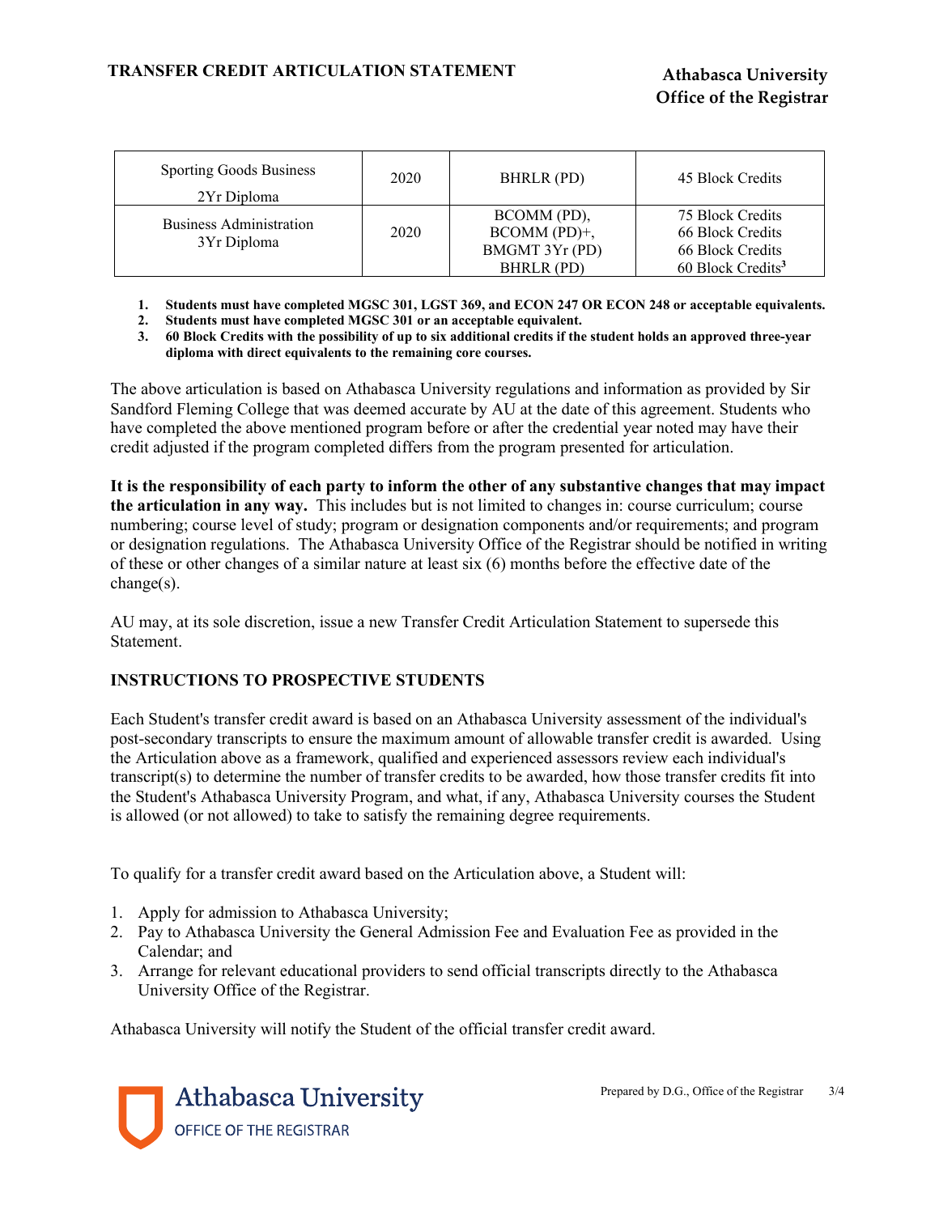| Sporting Goods Business 2Yr Diploma | 2020 | BHRLR (PD) | 45 Block Credits |
|---|---|---|---|
| Business Administration 3Yr Diploma | 2020 | BCOMM (PD), BCOMM (PD)+, BMGMT 3Yr (PD) BHRLR (PD) | 75 Block Credits 66 Block Credits 66 Block Credits 60 Block Credits[3] |

1. **Students must have completed MGSC 301, LGST 369, and ECON 247 OR ECON 248 or acceptable equivalents.**
2. **Students must have completed MGSC 301 or an acceptable equivalent.**
3. **60 Block Credits with the possibility of up to six additional credits if the student holds an approved three-year diploma with direct equivalents to the remaining core courses.**

The above articulation is based on Athabasca University regulations and information as provided by Sir Sandford Fleming College that was deemed accurate by AU at the date of this agreement. Students who have completed the above mentioned program before or after the credential year noted may have their credit adjusted if the program completed differs from the program presented for articulation.

**It is the responsibility of each party to inform the other of any substantive changes that may impact the articulation in any way.** This includes but is not limited to changes in: course curriculum; course numbering; course level of study; program or designation components and/or requirements; and program or designation regulations. The Athabasca University Office of the Registrar should be notified in writing of these or other changes of a similar nature at least six (6) months before the effective date of the change(s).

AU may, at its sole discretion, issue a new Transfer Credit Articulation Statement to supersede this Statement.

## INSTRUCTIONS TO PROSPECTIVE STUDENTS

Each Student's transfer credit award is based on an Athabasca University assessment of the individual's post-secondary transcripts to ensure the maximum amount of allowable transfer credit is awarded. Using the Articulation above as a framework, qualified and experienced assessors review each individual's transcript(s) to determine the number of transfer credits to be awarded, how those transfer credits fit into the Student's Athabasca University Program, and what, if any, Athabasca University courses the Student is allowed (or not allowed) to take to satisfy the remaining degree requirements.

To qualify for a transfer credit award based on the Articulation above, a Student will:

1. Apply for admission to Athabasca University;
2. Pay to Athabasca University the General Admission Fee and Evaluation Fee as provided in the Calendar; and
3. Arrange for relevant educational providers to send official transcripts directly to the Athabasca University Office of the Registrar.

Athabasca University will notify the Student of the official transfer credit award.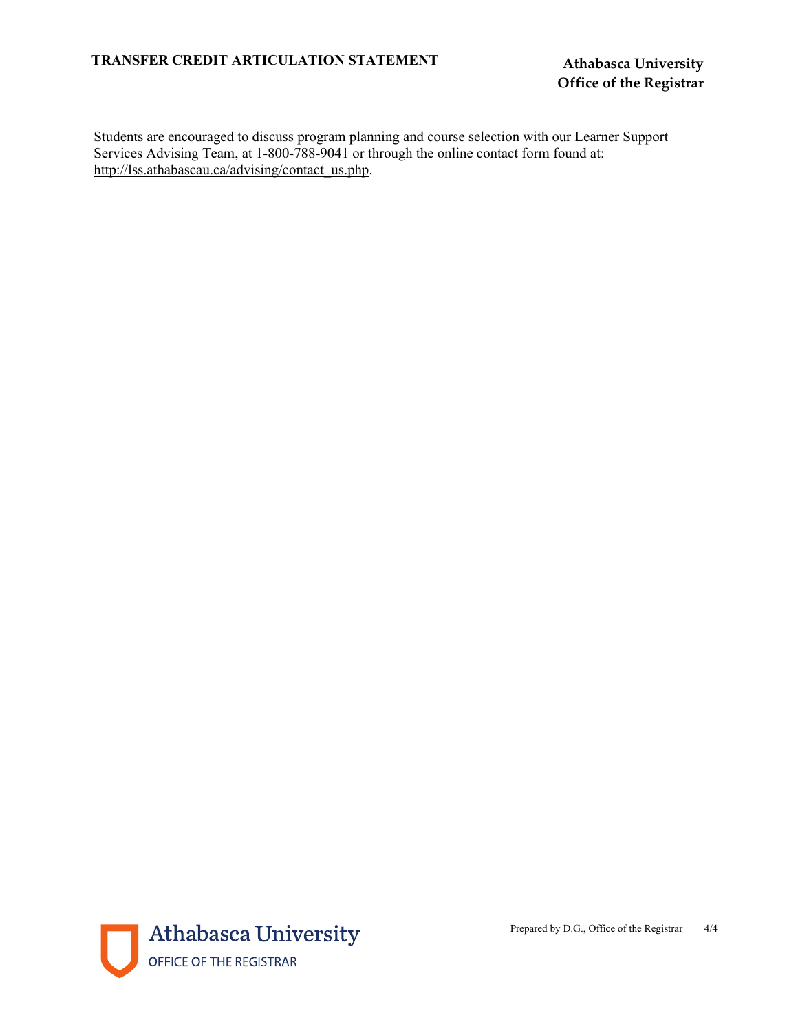Students are encouraged to discuss program planning and course selection with our Learner Support Services Advising Team, at 1-800-788-9041 or through the online contact form found at: http://lss.athabascau.ca/advising/contact_us.php.